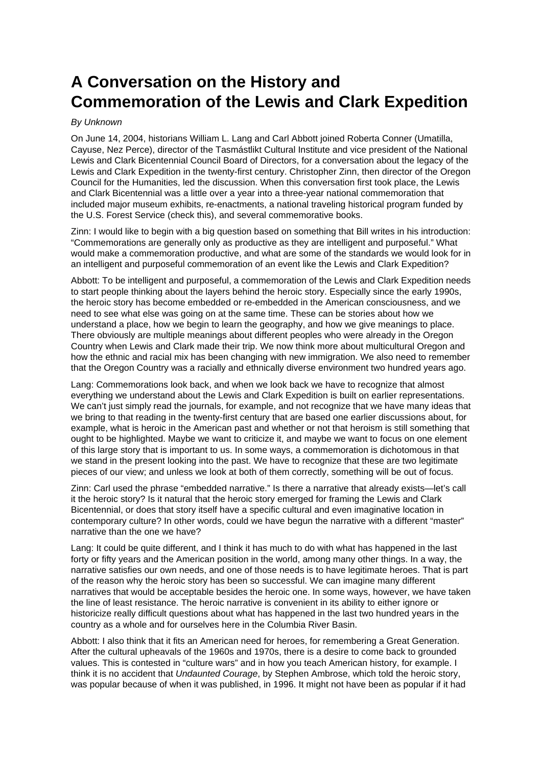# A Conversation on the History and Commemoration of the Lewis and Clark Expedition

*By Unknown*

On June 14, 2004, historians William L. Lang and Carl Abbott joined Roberta Conner (Umatilla, Cayuse, Nez Perce), director of the Tasmástlikt Cultural Institute and vice president of the National Lewis and Clark Bicentennial Council Board of Directors, for a conversation about the legacy of the Lewis and Clark Expedition in the twenty-first century. Christopher Zinn, then director of the Oregon Council for the Humanities, led the discussion. When this conversation first took place, the Lewis and Clark Bicentennial was a little over a year into a three-year national commemoration that included major museum exhibits, re-enactments, a national traveling historical program funded by the U.S. Forest Service (check this), and several commemorative books.

Zinn: I would like to begin with a big question based on something that Bill writes in his introduction: "Commemorations are generally only as productive as they are intelligent and purposeful." What would make a commemoration productive, and what are some of the standards we would look for in an intelligent and purposeful commemoration of an event like the Lewis and Clark Expedition?

Abbott: To be intelligent and purposeful, a commemoration of the Lewis and Clark Expedition needs to start people thinking about the layers behind the heroic story. Especially since the early 1990s, the heroic story has become embedded or re-embedded in the American consciousness, and we need to see what else was going on at the same time. These can be stories about how we understand a place, how we begin to learn the geography, and how we give meanings to place. There obviously are multiple meanings about different peoples who were already in the Oregon Country when Lewis and Clark made their trip. We now think more about multicultural Oregon and how the ethnic and racial mix has been changing with new immigration. We also need to remember that the Oregon Country was a racially and ethnically diverse environment two hundred years ago.

Lang: Commemorations look back, and when we look back we have to recognize that almost everything we understand about the Lewis and Clark Expedition is built on earlier representations. We can't just simply read the journals, for example, and not recognize that we have many ideas that we bring to that reading in the twenty-first century that are based one earlier discussions about, for example, what is heroic in the American past and whether or not that heroism is still something that ought to be highlighted. Maybe we want to criticize it, and maybe we want to focus on one element of this large story that is important to us. In some ways, a commemoration is dichotomous in that we stand in the present looking into the past. We have to recognize that these are two legitimate pieces of our view; and unless we look at both of them correctly, something will be out of focus.

Zinn: Carl used the phrase "embedded narrative." Is there a narrative that already exists—let's call it the heroic story? Is it natural that the heroic story emerged for framing the Lewis and Clark Bicentennial, or does that story itself have a specific cultural and even imaginative location in contemporary culture? In other words, could we have begun the narrative with a different "master" narrative than the one we have?

Lang: It could be quite different, and I think it has much to do with what has happened in the last forty or fifty years and the American position in the world, among many other things. In a way, the narrative satisfies our own needs, and one of those needs is to have legitimate heroes. That is part of the reason why the heroic story has been so successful. We can imagine many different narratives that would be acceptable besides the heroic one. In some ways, however, we have taken the line of least resistance. The heroic narrative is convenient in its ability to either ignore or historicize really difficult questions about what has happened in the last two hundred years in the country as a whole and for ourselves here in the Columbia River Basin.

Abbott: I also think that it fits an American need for heroes, for remembering a Great Generation. After the cultural upheavals of the 1960s and 1970s, there is a desire to come back to grounded values. This is contested in "culture wars" and in how you teach American history, for example. I think it is no accident that *Undaunted Courage*, by Stephen Ambrose, which told the heroic story, was popular because of when it was published, in 1996. It might not have been as popular if it had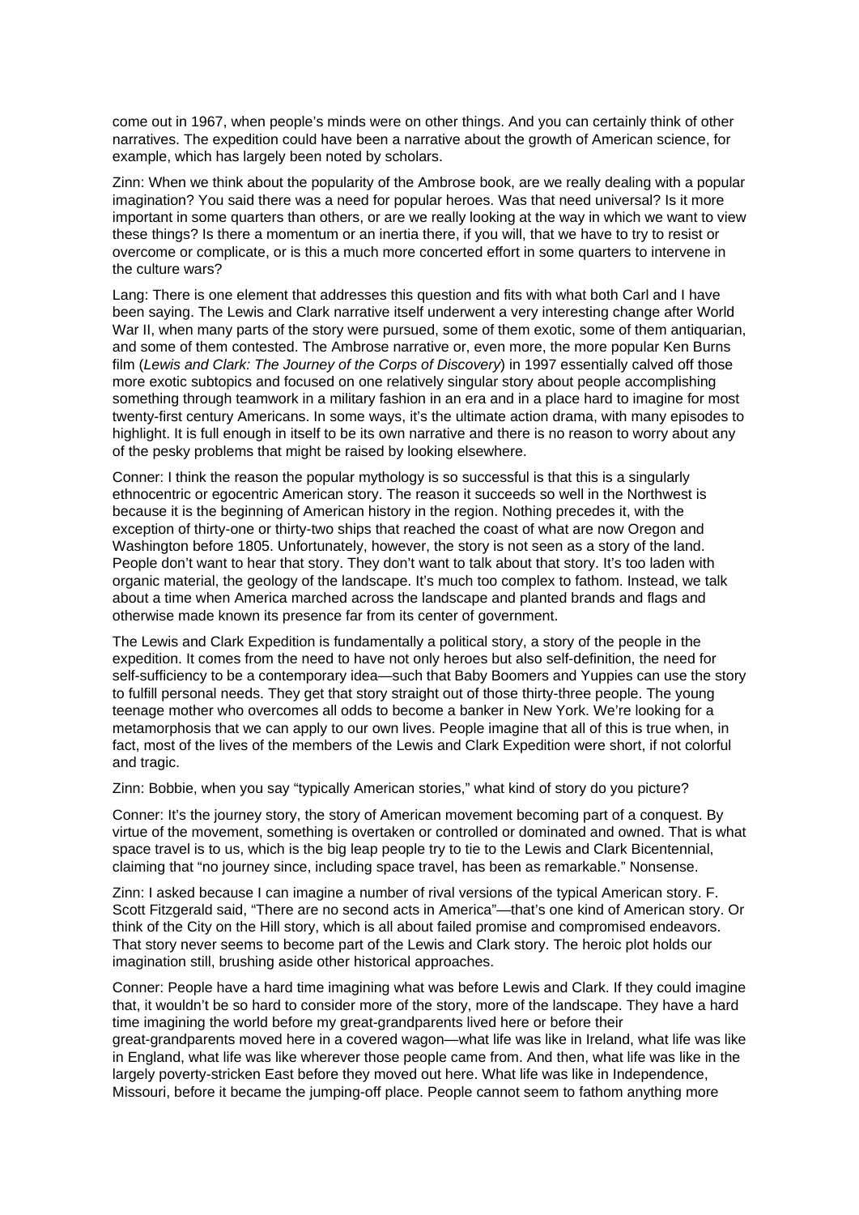come out in 1967, when people's minds were on other things. And you can certainly think of other narratives. The expedition could have been a narrative about the growth of American science, for example, which has largely been noted by scholars.

Zinn: When we think about the popularity of the Ambrose book, are we really dealing with a popular imagination? You said there was a need for popular heroes. Was that need universal? Is it more important in some quarters than others, or are we really looking at the way in which we want to view these things? Is there a momentum or an inertia there, if you will, that we have to try to resist or overcome or complicate, or is this a much more concerted effort in some quarters to intervene in the culture wars?

Lang: There is one element that addresses this question and fits with what both Carl and I have been saying. The Lewis and Clark narrative itself underwent a very interesting change after World War II, when many parts of the story were pursued, some of them exotic, some of them antiquarian, and some of them contested. The Ambrose narrative or, even more, the more popular Ken Burns film (*Lewis and Clark: The Journey of the Corps of Discovery*) in 1997 essentially calved off those more exotic subtopics and focused on one relatively singular story about people accomplishing something through teamwork in a military fashion in an era and in a place hard to imagine for most twenty-first century Americans. In some ways, it's the ultimate action drama, with many episodes to highlight. It is full enough in itself to be its own narrative and there is no reason to worry about any of the pesky problems that might be raised by looking elsewhere.

Conner: I think the reason the popular mythology is so successful is that this is a singularly ethnocentric or egocentric American story. The reason it succeeds so well in the Northwest is because it is the beginning of American history in the region. Nothing precedes it, with the exception of thirty-one or thirty-two ships that reached the coast of what are now Oregon and Washington before 1805. Unfortunately, however, the story is not seen as a story of the land. People don't want to hear that story. They don't want to talk about that story. It's too laden with organic material, the geology of the landscape. It's much too complex to fathom. Instead, we talk about a time when America marched across the landscape and planted brands and flags and otherwise made known its presence far from its center of government.

The Lewis and Clark Expedition is fundamentally a political story, a story of the people in the expedition. It comes from the need to have not only heroes but also self-definition, the need for self-sufficiency to be a contemporary idea—such that Baby Boomers and Yuppies can use the story to fulfill personal needs. They get that story straight out of those thirty-three people. The young teenage mother who overcomes all odds to become a banker in New York. We're looking for a metamorphosis that we can apply to our own lives. People imagine that all of this is true when, in fact, most of the lives of the members of the Lewis and Clark Expedition were short, if not colorful and tragic.

Zinn: Bobbie, when you say "typically American stories," what kind of story do you picture?

Conner: It's the journey story, the story of American movement becoming part of a conquest. By virtue of the movement, something is overtaken or controlled or dominated and owned. That is what space travel is to us, which is the big leap people try to tie to the Lewis and Clark Bicentennial, claiming that "no journey since, including space travel, has been as remarkable." Nonsense.

Zinn: I asked because I can imagine a number of rival versions of the typical American story. F. Scott Fitzgerald said, "There are no second acts in America"—that's one kind of American story. Or think of the City on the Hill story, which is all about failed promise and compromised endeavors. That story never seems to become part of the Lewis and Clark story. The heroic plot holds our imagination still, brushing aside other historical approaches.

Conner: People have a hard time imagining what was before Lewis and Clark. If they could imagine that, it wouldn't be so hard to consider more of the story, more of the landscape. They have a hard time imagining the world before my great-grandparents lived here or before their great-grandparents moved here in a covered wagon—what life was like in Ireland, what life was like in England, what life was like wherever those people came from. And then, what life was like in the largely poverty-stricken East before they moved out here. What life was like in Independence, Missouri, before it became the jumping-off place. People cannot seem to fathom anything more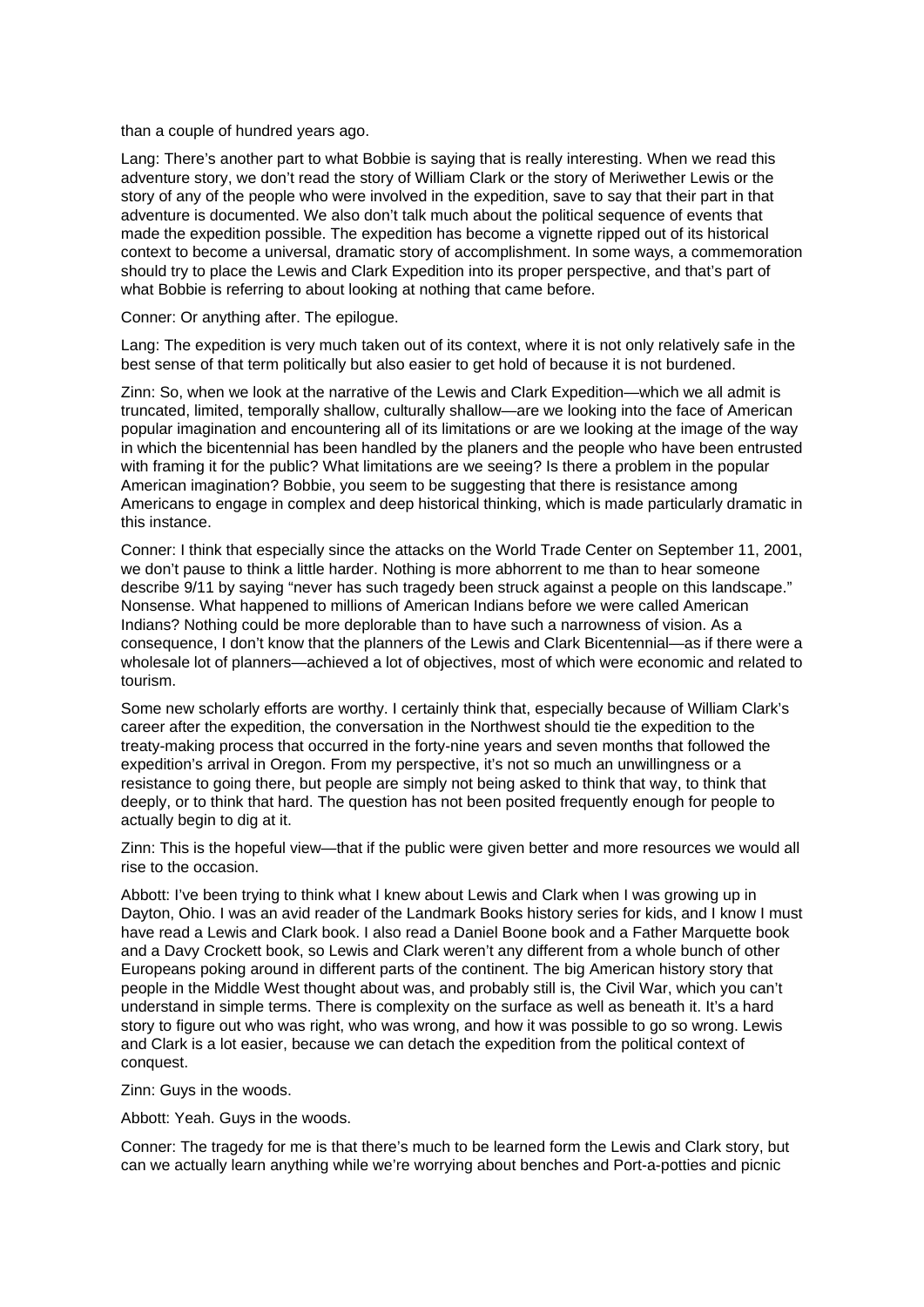than a couple of hundred years ago.

Lang: There's another part to what Bobbie is saying that is really interesting. When we read this adventure story, we don't read the story of William Clark or the story of Meriwether Lewis or the story of any of the people who were involved in the expedition, save to say that their part in that adventure is documented. We also don't talk much about the political sequence of events that made the expedition possible. The expedition has become a vignette ripped out of its historical context to become a universal, dramatic story of accomplishment. In some ways, a commemoration should try to place the Lewis and Clark Expedition into its proper perspective, and that's part of what Bobbie is referring to about looking at nothing that came before.

Conner: Or anything after. The epilogue.

Lang: The expedition is very much taken out of its context, where it is not only relatively safe in the best sense of that term politically but also easier to get hold of because it is not burdened.

Zinn: So, when we look at the narrative of the Lewis and Clark Expedition—which we all admit is truncated, limited, temporally shallow, culturally shallow—are we looking into the face of American popular imagination and encountering all of its limitations or are we looking at the image of the way in which the bicentennial has been handled by the planers and the people who have been entrusted with framing it for the public? What limitations are we seeing? Is there a problem in the popular American imagination? Bobbie, you seem to be suggesting that there is resistance among Americans to engage in complex and deep historical thinking, which is made particularly dramatic in this instance.

Conner: I think that especially since the attacks on the World Trade Center on September 11, 2001, we don't pause to think a little harder. Nothing is more abhorrent to me than to hear someone describe 9/11 by saying "never has such tragedy been struck against a people on this landscape." Nonsense. What happened to millions of American Indians before we were called American Indians? Nothing could be more deplorable than to have such a narrowness of vision. As a consequence, I don't know that the planners of the Lewis and Clark Bicentennial—as if there were a wholesale lot of planners—achieved a lot of objectives, most of which were economic and related to tourism.

Some new scholarly efforts are worthy. I certainly think that, especially because of William Clark's career after the expedition, the conversation in the Northwest should tie the expedition to the treaty-making process that occurred in the forty-nine years and seven months that followed the expedition's arrival in Oregon. From my perspective, it's not so much an unwillingness or a resistance to going there, but people are simply not being asked to think that way, to think that deeply, or to think that hard. The question has not been posited frequently enough for people to actually begin to dig at it.

Zinn: This is the hopeful view—that if the public were given better and more resources we would all rise to the occasion.

Abbott: I've been trying to think what I knew about Lewis and Clark when I was growing up in Dayton, Ohio. I was an avid reader of the Landmark Books history series for kids, and I know I must have read a Lewis and Clark book. I also read a Daniel Boone book and a Father Marquette book and a Davy Crockett book, so Lewis and Clark weren't any different from a whole bunch of other Europeans poking around in different parts of the continent. The big American history story that people in the Middle West thought about was, and probably still is, the Civil War, which you can't understand in simple terms. There is complexity on the surface as well as beneath it. It's a hard story to figure out who was right, who was wrong, and how it was possible to go so wrong. Lewis and Clark is a lot easier, because we can detach the expedition from the political context of conquest.

Zinn: Guys in the woods.

Abbott: Yeah. Guys in the woods.

Conner: The tragedy for me is that there's much to be learned form the Lewis and Clark story, but can we actually learn anything while we're worrying about benches and Port-a-potties and picnic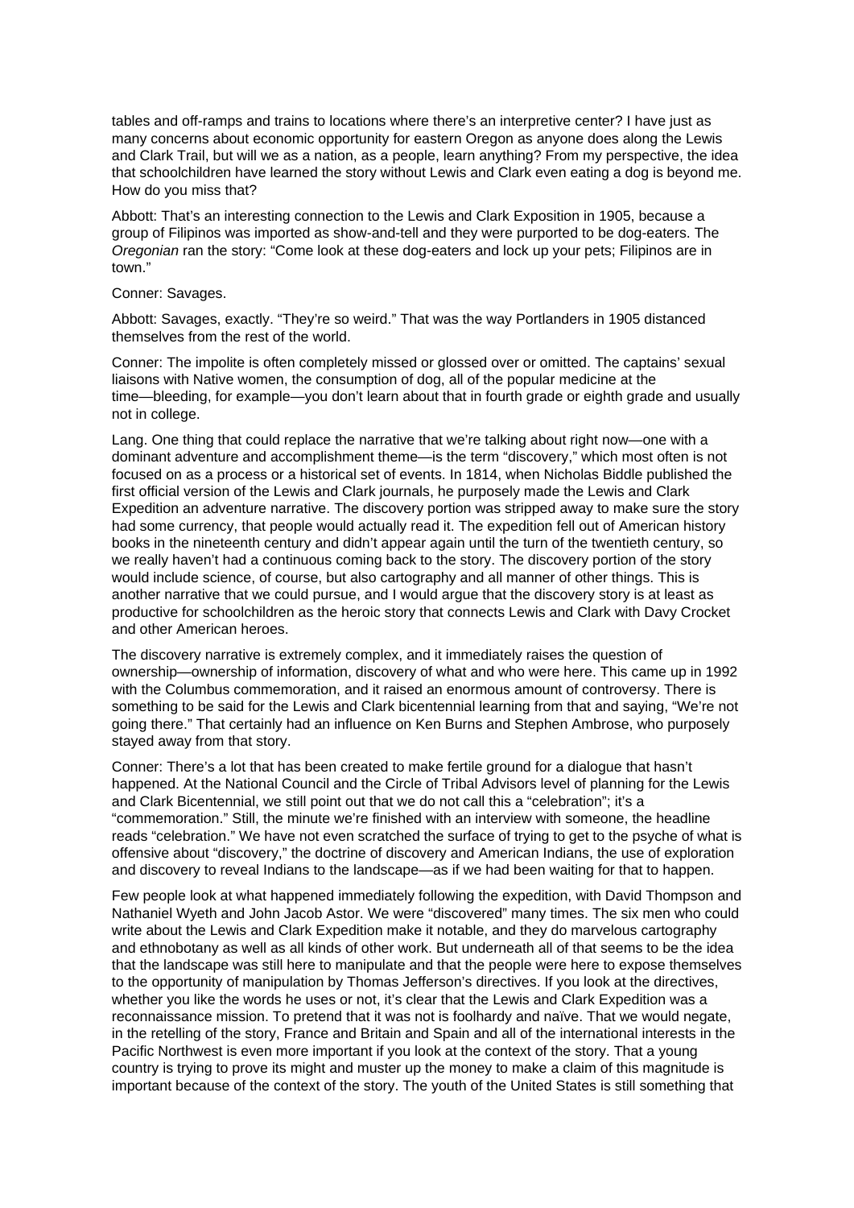tables and off-ramps and trains to locations where there's an interpretive center? I have just as many concerns about economic opportunity for eastern Oregon as anyone does along the Lewis and Clark Trail, but will we as a nation, as a people, learn anything? From my perspective, the idea that schoolchildren have learned the story without Lewis and Clark even eating a dog is beyond me. How do you miss that?

Abbott: That's an interesting connection to the Lewis and Clark Exposition in 1905, because a group of Filipinos was imported as show-and-tell and they were purported to be dog-eaters. The *Oregonian* ran the story: "Come look at these dog-eaters and lock up your pets; Filipinos are in town."

Conner: Savages.

Abbott: Savages, exactly. "They're so weird." That was the way Portlanders in 1905 distanced themselves from the rest of the world.

Conner: The impolite is often completely missed or glossed over or omitted. The captains' sexual liaisons with Native women, the consumption of dog, all of the popular medicine at the time—bleeding, for example—you don't learn about that in fourth grade or eighth grade and usually not in college.

Lang. One thing that could replace the narrative that we're talking about right now—one with a dominant adventure and accomplishment theme—is the term "discovery," which most often is not focused on as a process or a historical set of events. In 1814, when Nicholas Biddle published the first official version of the Lewis and Clark journals, he purposely made the Lewis and Clark Expedition an adventure narrative. The discovery portion was stripped away to make sure the story had some currency, that people would actually read it. The expedition fell out of American history books in the nineteenth century and didn't appear again until the turn of the twentieth century, so we really haven't had a continuous coming back to the story. The discovery portion of the story would include science, of course, but also cartography and all manner of other things. This is another narrative that we could pursue, and I would argue that the discovery story is at least as productive for schoolchildren as the heroic story that connects Lewis and Clark with Davy Crocket and other American heroes.

The discovery narrative is extremely complex, and it immediately raises the question of ownership—ownership of information, discovery of what and who were here. This came up in 1992 with the Columbus commemoration, and it raised an enormous amount of controversy. There is something to be said for the Lewis and Clark bicentennial learning from that and saying, "We're not going there." That certainly had an influence on Ken Burns and Stephen Ambrose, who purposely stayed away from that story.

Conner: There's a lot that has been created to make fertile ground for a dialogue that hasn't happened. At the National Council and the Circle of Tribal Advisors level of planning for the Lewis and Clark Bicentennial, we still point out that we do not call this a "celebration"; it's a "commemoration." Still, the minute we're finished with an interview with someone, the headline reads "celebration." We have not even scratched the surface of trying to get to the psyche of what is offensive about "discovery," the doctrine of discovery and American Indians, the use of exploration and discovery to reveal Indians to the landscape—as if we had been waiting for that to happen.

Few people look at what happened immediately following the expedition, with David Thompson and Nathaniel Wyeth and John Jacob Astor. We were "discovered" many times. The six men who could write about the Lewis and Clark Expedition make it notable, and they do marvelous cartography and ethnobotany as well as all kinds of other work. But underneath all of that seems to be the idea that the landscape was still here to manipulate and that the people were here to expose themselves to the opportunity of manipulation by Thomas Jefferson's directives. If you look at the directives, whether you like the words he uses or not, it's clear that the Lewis and Clark Expedition was a reconnaissance mission. To pretend that it was not is foolhardy and naïve. That we would negate, in the retelling of the story, France and Britain and Spain and all of the international interests in the Pacific Northwest is even more important if you look at the context of the story. That a young country is trying to prove its might and muster up the money to make a claim of this magnitude is important because of the context of the story. The youth of the United States is still something that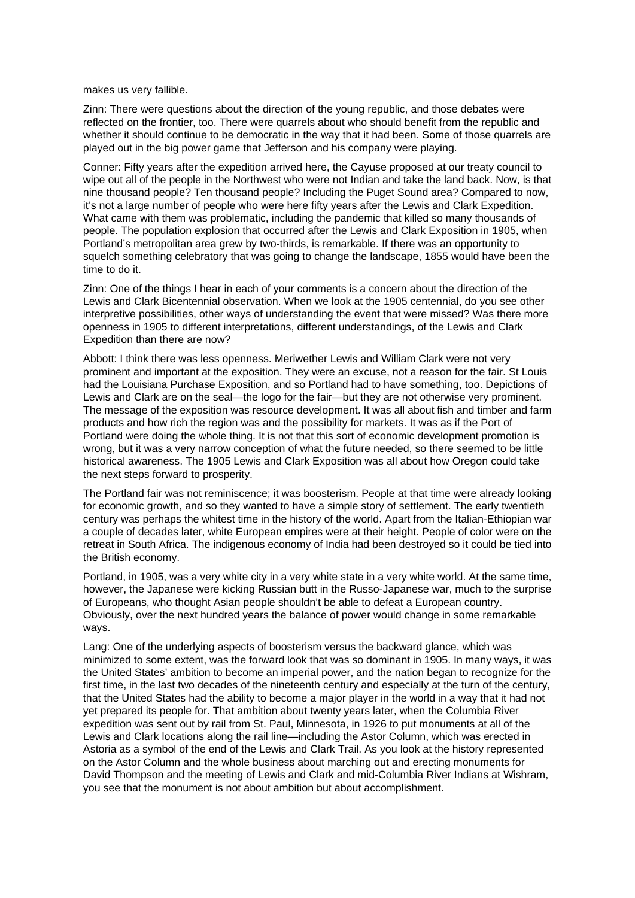makes us very fallible.

Zinn: There were questions about the direction of the young republic, and those debates were reflected on the frontier, too. There were quarrels about who should benefit from the republic and whether it should continue to be democratic in the way that it had been. Some of those quarrels are played out in the big power game that Jefferson and his company were playing.

Conner: Fifty years after the expedition arrived here, the Cayuse proposed at our treaty council to wipe out all of the people in the Northwest who were not Indian and take the land back. Now, is that nine thousand people? Ten thousand people? Including the Puget Sound area? Compared to now, it's not a large number of people who were here fifty years after the Lewis and Clark Expedition. What came with them was problematic, including the pandemic that killed so many thousands of people. The population explosion that occurred after the Lewis and Clark Exposition in 1905, when Portland's metropolitan area grew by two-thirds, is remarkable. If there was an opportunity to squelch something celebratory that was going to change the landscape, 1855 would have been the time to do it.

Zinn: One of the things I hear in each of your comments is a concern about the direction of the Lewis and Clark Bicentennial observation. When we look at the 1905 centennial, do you see other interpretive possibilities, other ways of understanding the event that were missed? Was there more openness in 1905 to different interpretations, different understandings, of the Lewis and Clark Expedition than there are now?

Abbott: I think there was less openness. Meriwether Lewis and William Clark were not very prominent and important at the exposition. They were an excuse, not a reason for the fair. St Louis had the Louisiana Purchase Exposition, and so Portland had to have something, too. Depictions of Lewis and Clark are on the seal—the logo for the fair—but they are not otherwise very prominent. The message of the exposition was resource development. It was all about fish and timber and farm products and how rich the region was and the possibility for markets. It was as if the Port of Portland were doing the whole thing. It is not that this sort of economic development promotion is wrong, but it was a very narrow conception of what the future needed, so there seemed to be little historical awareness. The 1905 Lewis and Clark Exposition was all about how Oregon could take the next steps forward to prosperity.

The Portland fair was not reminiscence; it was boosterism. People at that time were already looking for economic growth, and so they wanted to have a simple story of settlement. The early twentieth century was perhaps the whitest time in the history of the world. Apart from the Italian-Ethiopian war a couple of decades later, white European empires were at their height. People of color were on the retreat in South Africa. The indigenous economy of India had been destroyed so it could be tied into the British economy.

Portland, in 1905, was a very white city in a very white state in a very white world. At the same time, however, the Japanese were kicking Russian butt in the Russo-Japanese war, much to the surprise of Europeans, who thought Asian people shouldn't be able to defeat a European country. Obviously, over the next hundred years the balance of power would change in some remarkable ways.

Lang: One of the underlying aspects of boosterism versus the backward glance, which was minimized to some extent, was the forward look that was so dominant in 1905. In many ways, it was the United States' ambition to become an imperial power, and the nation began to recognize for the first time, in the last two decades of the nineteenth century and especially at the turn of the century, that the United States had the ability to become a major player in the world in a way that it had not yet prepared its people for. That ambition about twenty years later, when the Columbia River expedition was sent out by rail from St. Paul, Minnesota, in 1926 to put monuments at all of the Lewis and Clark locations along the rail line—including the Astor Column, which was erected in Astoria as a symbol of the end of the Lewis and Clark Trail. As you look at the history represented on the Astor Column and the whole business about marching out and erecting monuments for David Thompson and the meeting of Lewis and Clark and mid-Columbia River Indians at Wishram, you see that the monument is not about ambition but about accomplishment.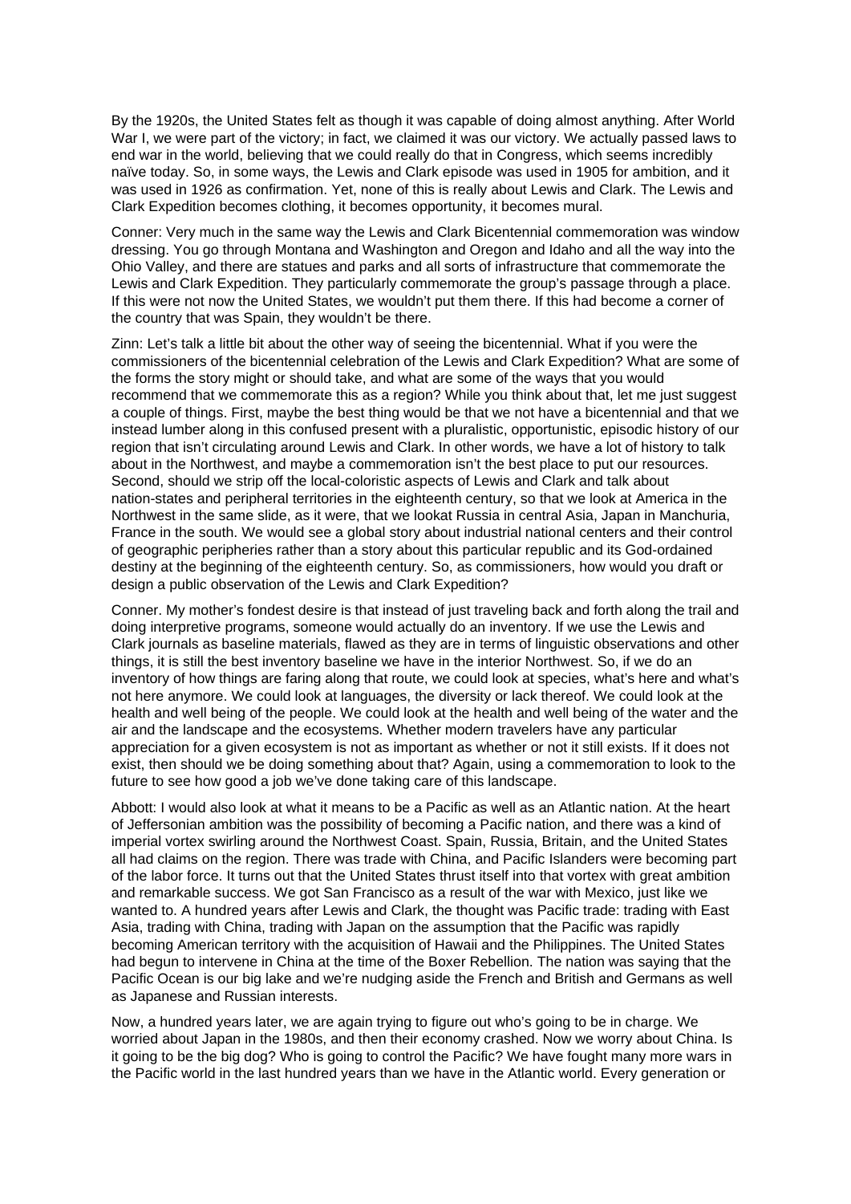By the 1920s, the United States felt as though it was capable of doing almost anything. After World War I, we were part of the victory; in fact, we claimed it was our victory. We actually passed laws to end war in the world, believing that we could really do that in Congress, which seems incredibly naïve today. So, in some ways, the Lewis and Clark episode was used in 1905 for ambition, and it was used in 1926 as confirmation. Yet, none of this is really about Lewis and Clark. The Lewis and Clark Expedition becomes clothing, it becomes opportunity, it becomes mural.

Conner: Very much in the same way the Lewis and Clark Bicentennial commemoration was window dressing. You go through Montana and Washington and Oregon and Idaho and all the way into the Ohio Valley, and there are statues and parks and all sorts of infrastructure that commemorate the Lewis and Clark Expedition. They particularly commemorate the group's passage through a place. If this were not now the United States, we wouldn't put them there. If this had become a corner of the country that was Spain, they wouldn't be there.

Zinn: Let's talk a little bit about the other way of seeing the bicentennial. What if you were the commissioners of the bicentennial celebration of the Lewis and Clark Expedition? What are some of the forms the story might or should take, and what are some of the ways that you would recommend that we commemorate this as a region? While you think about that, let me just suggest a couple of things. First, maybe the best thing would be that we not have a bicentennial and that we instead lumber along in this confused present with a pluralistic, opportunistic, episodic history of our region that isn't circulating around Lewis and Clark. In other words, we have a lot of history to talk about in the Northwest, and maybe a commemoration isn't the best place to put our resources. Second, should we strip off the local-coloristic aspects of Lewis and Clark and talk about nation-states and peripheral territories in the eighteenth century, so that we look at America in the Northwest in the same slide, as it were, that we lookat Russia in central Asia, Japan in Manchuria, France in the south. We would see a global story about industrial national centers and their control of geographic peripheries rather than a story about this particular republic and its God-ordained destiny at the beginning of the eighteenth century. So, as commissioners, how would you draft or design a public observation of the Lewis and Clark Expedition?

Conner. My mother's fondest desire is that instead of just traveling back and forth along the trail and doing interpretive programs, someone would actually do an inventory. If we use the Lewis and Clark journals as baseline materials, flawed as they are in terms of linguistic observations and other things, it is still the best inventory baseline we have in the interior Northwest. So, if we do an inventory of how things are faring along that route, we could look at species, what's here and what's not here anymore. We could look at languages, the diversity or lack thereof. We could look at the health and well being of the people. We could look at the health and well being of the water and the air and the landscape and the ecosystems. Whether modern travelers have any particular appreciation for a given ecosystem is not as important as whether or not it still exists. If it does not exist, then should we be doing something about that? Again, using a commemoration to look to the future to see how good a job we've done taking care of this landscape.

Abbott: I would also look at what it means to be a Pacific as well as an Atlantic nation. At the heart of Jeffersonian ambition was the possibility of becoming a Pacific nation, and there was a kind of imperial vortex swirling around the Northwest Coast. Spain, Russia, Britain, and the United States all had claims on the region. There was trade with China, and Pacific Islanders were becoming part of the labor force. It turns out that the United States thrust itself into that vortex with great ambition and remarkable success. We got San Francisco as a result of the war with Mexico, just like we wanted to. A hundred years after Lewis and Clark, the thought was Pacific trade: trading with East Asia, trading with China, trading with Japan on the assumption that the Pacific was rapidly becoming American territory with the acquisition of Hawaii and the Philippines. The United States had begun to intervene in China at the time of the Boxer Rebellion. The nation was saying that the Pacific Ocean is our big lake and we're nudging aside the French and British and Germans as well as Japanese and Russian interests.

Now, a hundred years later, we are again trying to figure out who's going to be in charge. We worried about Japan in the 1980s, and then their economy crashed. Now we worry about China. Is it going to be the big dog? Who is going to control the Pacific? We have fought many more wars in the Pacific world in the last hundred years than we have in the Atlantic world. Every generation or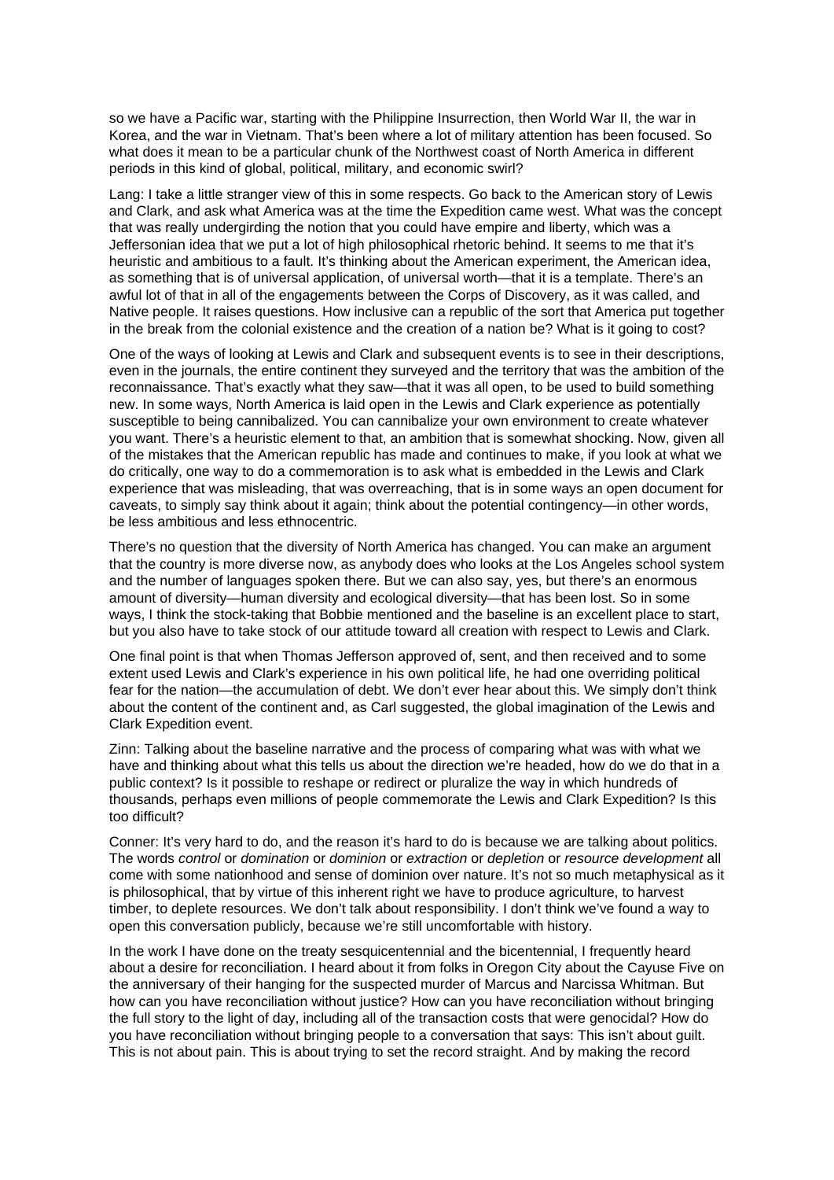so we have a Pacific war, starting with the Philippine Insurrection, then World War II, the war in Korea, and the war in Vietnam. That's been where a lot of military attention has been focused. So what does it mean to be a particular chunk of the Northwest coast of North America in different periods in this kind of global, political, military, and economic swirl?

Lang: I take a little stranger view of this in some respects. Go back to the American story of Lewis and Clark, and ask what America was at the time the Expedition came west. What was the concept that was really undergirding the notion that you could have empire and liberty, which was a Jeffersonian idea that we put a lot of high philosophical rhetoric behind. It seems to me that it's heuristic and ambitious to a fault. It's thinking about the American experiment, the American idea, as something that is of universal application, of universal worth—that it is a template. There's an awful lot of that in all of the engagements between the Corps of Discovery, as it was called, and Native people. It raises questions. How inclusive can a republic of the sort that America put together in the break from the colonial existence and the creation of a nation be? What is it going to cost?

One of the ways of looking at Lewis and Clark and subsequent events is to see in their descriptions, even in the journals, the entire continent they surveyed and the territory that was the ambition of the reconnaissance. That's exactly what they saw—that it was all open, to be used to build something new. In some ways, North America is laid open in the Lewis and Clark experience as potentially susceptible to being cannibalized. You can cannibalize your own environment to create whatever you want. There's a heuristic element to that, an ambition that is somewhat shocking. Now, given all of the mistakes that the American republic has made and continues to make, if you look at what we do critically, one way to do a commemoration is to ask what is embedded in the Lewis and Clark experience that was misleading, that was overreaching, that is in some ways an open document for caveats, to simply say think about it again; think about the potential contingency—in other words, be less ambitious and less ethnocentric.

There's no question that the diversity of North America has changed. You can make an argument that the country is more diverse now, as anybody does who looks at the Los Angeles school system and the number of languages spoken there. But we can also say, yes, but there's an enormous amount of diversity—human diversity and ecological diversity—that has been lost. So in some ways, I think the stock-taking that Bobbie mentioned and the baseline is an excellent place to start, but you also have to take stock of our attitude toward all creation with respect to Lewis and Clark.

One final point is that when Thomas Jefferson approved of, sent, and then received and to some extent used Lewis and Clark's experience in his own political life, he had one overriding political fear for the nation—the accumulation of debt. We don't ever hear about this. We simply don't think about the content of the continent and, as Carl suggested, the global imagination of the Lewis and Clark Expedition event.

Zinn: Talking about the baseline narrative and the process of comparing what was with what we have and thinking about what this tells us about the direction we're headed, how do we do that in a public context? Is it possible to reshape or redirect or pluralize the way in which hundreds of thousands, perhaps even millions of people commemorate the Lewis and Clark Expedition? Is this too difficult?

Conner: It's very hard to do, and the reason it's hard to do is because we are talking about politics. The words *control* or *domination* or *dominion* or *extraction* or *depletion* or *resource development* all come with some nationhood and sense of dominion over nature. It's not so much metaphysical as it is philosophical, that by virtue of this inherent right we have to produce agriculture, to harvest timber, to deplete resources. We don't talk about responsibility. I don't think we've found a way to open this conversation publicly, because we're still uncomfortable with history.

In the work I have done on the treaty sesquicentennial and the bicentennial, I frequently heard about a desire for reconciliation. I heard about it from folks in Oregon City about the Cayuse Five on the anniversary of their hanging for the suspected murder of Marcus and Narcissa Whitman. But how can you have reconciliation without justice? How can you have reconciliation without bringing the full story to the light of day, including all of the transaction costs that were genocidal? How do you have reconciliation without bringing people to a conversation that says: This isn't about guilt. This is not about pain. This is about trying to set the record straight. And by making the record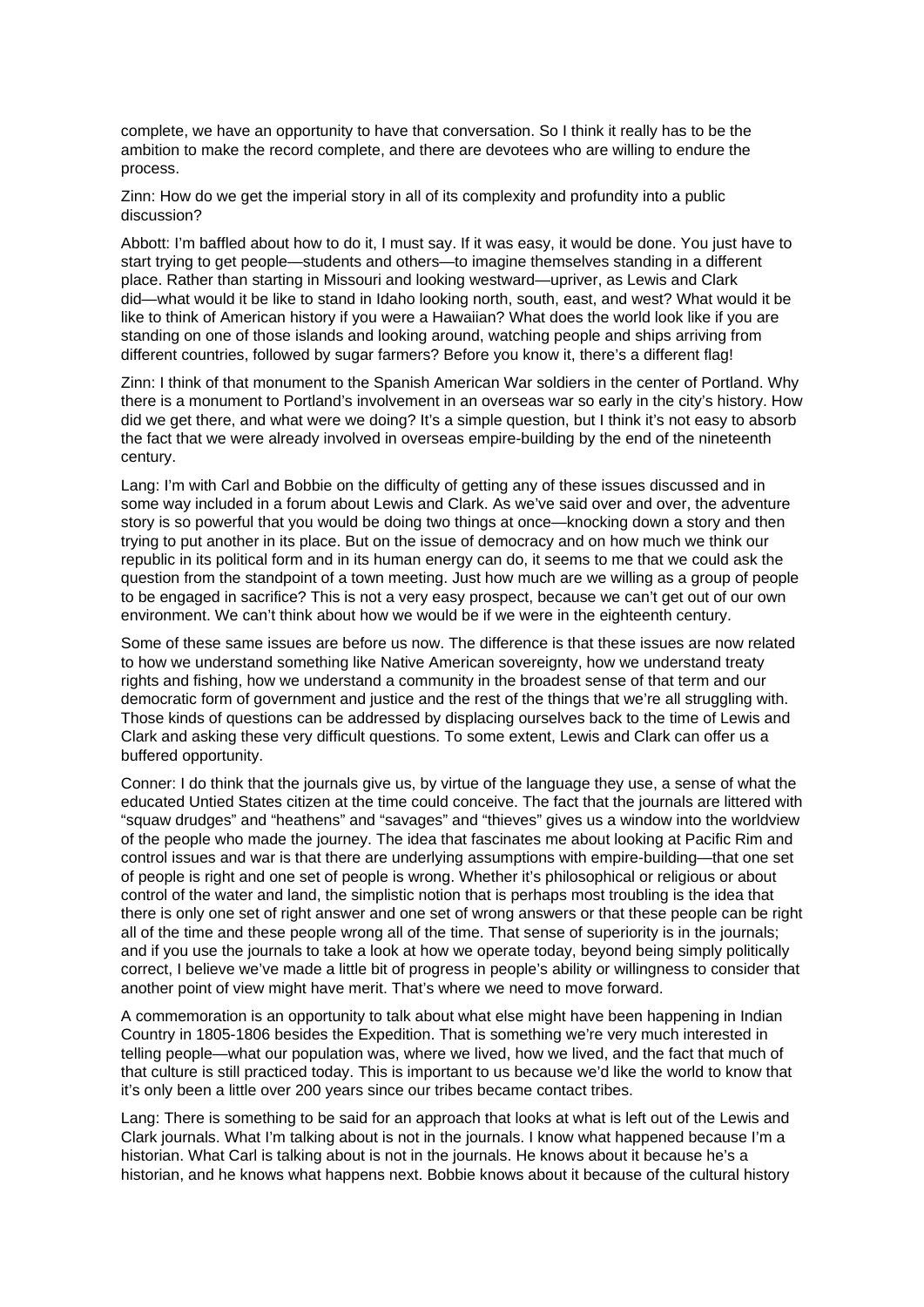complete, we have an opportunity to have that conversation. So I think it really has to be the ambition to make the record complete, and there are devotees who are willing to endure the process.

Zinn: How do we get the imperial story in all of its complexity and profundity into a public discussion?

Abbott: I'm baffled about how to do it, I must say. If it was easy, it would be done. You just have to start trying to get people—students and others—to imagine themselves standing in a different place. Rather than starting in Missouri and looking westward—upriver, as Lewis and Clark did—what would it be like to stand in Idaho looking north, south, east, and west? What would it be like to think of American history if you were a Hawaiian? What does the world look like if you are standing on one of those islands and looking around, watching people and ships arriving from different countries, followed by sugar farmers? Before you know it, there's a different flag!

Zinn: I think of that monument to the Spanish American War soldiers in the center of Portland. Why there is a monument to Portland's involvement in an overseas war so early in the city's history. How did we get there, and what were we doing? It's a simple question, but I think it's not easy to absorb the fact that we were already involved in overseas empire-building by the end of the nineteenth century.

Lang: I'm with Carl and Bobbie on the difficulty of getting any of these issues discussed and in some way included in a forum about Lewis and Clark. As we've said over and over, the adventure story is so powerful that you would be doing two things at once—knocking down a story and then trying to put another in its place. But on the issue of democracy and on how much we think our republic in its political form and in its human energy can do, it seems to me that we could ask the question from the standpoint of a town meeting. Just how much are we willing as a group of people to be engaged in sacrifice? This is not a very easy prospect, because we can't get out of our own environment. We can't think about how we would be if we were in the eighteenth century.

Some of these same issues are before us now. The difference is that these issues are now related to how we understand something like Native American sovereignty, how we understand treaty rights and fishing, how we understand a community in the broadest sense of that term and our democratic form of government and justice and the rest of the things that we're all struggling with. Those kinds of questions can be addressed by displacing ourselves back to the time of Lewis and Clark and asking these very difficult questions. To some extent, Lewis and Clark can offer us a buffered opportunity.

Conner: I do think that the journals give us, by virtue of the language they use, a sense of what the educated Untied States citizen at the time could conceive. The fact that the journals are littered with "squaw drudges" and "heathens" and "savages" and "thieves" gives us a window into the worldview of the people who made the journey. The idea that fascinates me about looking at Pacific Rim and control issues and war is that there are underlying assumptions with empire-building—that one set of people is right and one set of people is wrong. Whether it's philosophical or religious or about control of the water and land, the simplistic notion that is perhaps most troubling is the idea that there is only one set of right answer and one set of wrong answers or that these people can be right all of the time and these people wrong all of the time. That sense of superiority is in the journals; and if you use the journals to take a look at how we operate today, beyond being simply politically correct, I believe we've made a little bit of progress in people's ability or willingness to consider that another point of view might have merit. That's where we need to move forward.

A commemoration is an opportunity to talk about what else might have been happening in Indian Country in 1805-1806 besides the Expedition. That is something we're very much interested in telling people—what our population was, where we lived, how we lived, and the fact that much of that culture is still practiced today. This is important to us because we'd like the world to know that it's only been a little over 200 years since our tribes became contact tribes.

Lang: There is something to be said for an approach that looks at what is left out of the Lewis and Clark journals. What I'm talking about is not in the journals. I know what happened because I'm a historian. What Carl is talking about is not in the journals. He knows about it because he's a historian, and he knows what happens next. Bobbie knows about it because of the cultural history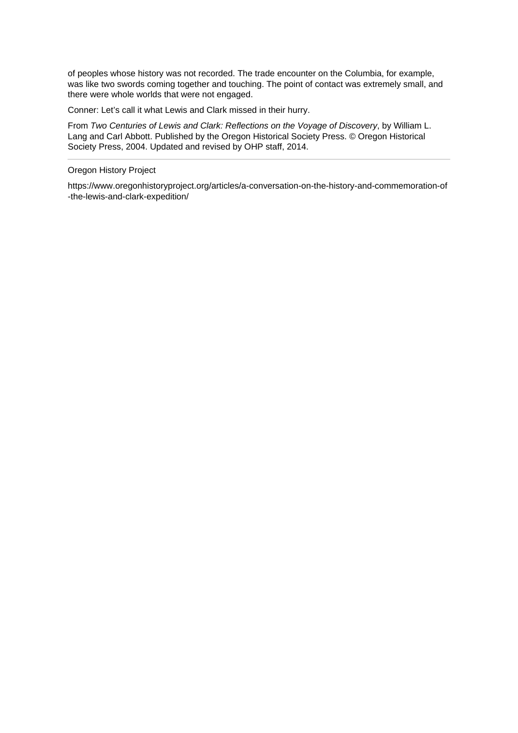of peoples whose history was not recorded. The trade encounter on the Columbia, for example, was like two swords coming together and touching. The point of contact was extremely small, and there were whole worlds that were not engaged.

Conner: Let's call it what Lewis and Clark missed in their hurry.

From *Two Centuries of Lewis and Clark: Reflections on the Voyage of Discovery*, by William L. Lang and Carl Abbott. Published by the Oregon Historical Society Press. © Oregon Historical Society Press, 2004. Updated and revised by OHP staff, 2014.

---

Oregon History Project

https://www.oregonhistoryproject.org/articles/a-conversation-on-the-history-and-commemoration-of-the-lewis-and-clark-expedition/